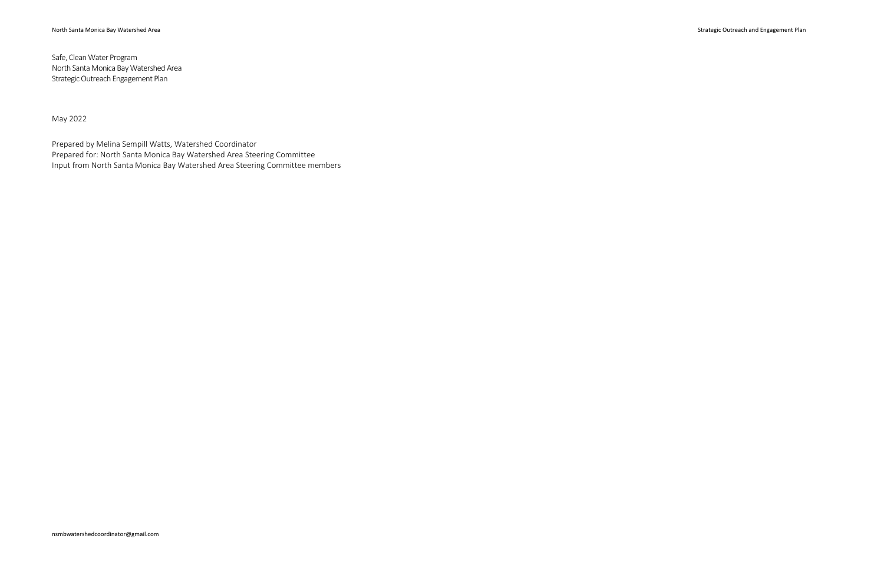Safe, Clean Water Program
North Santa Monica Bay Watershed Area
Strategic Outreach Engagement Plan

May 2022

Prepared by Melina Sempill Watts, Watershed Coordinator
Prepared for: North Santa Monica Bay Watershed Area Steering Committee
Input from North Santa Monica Bay Watershed Area Steering Committee members

nsmbwatershedcoordinator@gmail.com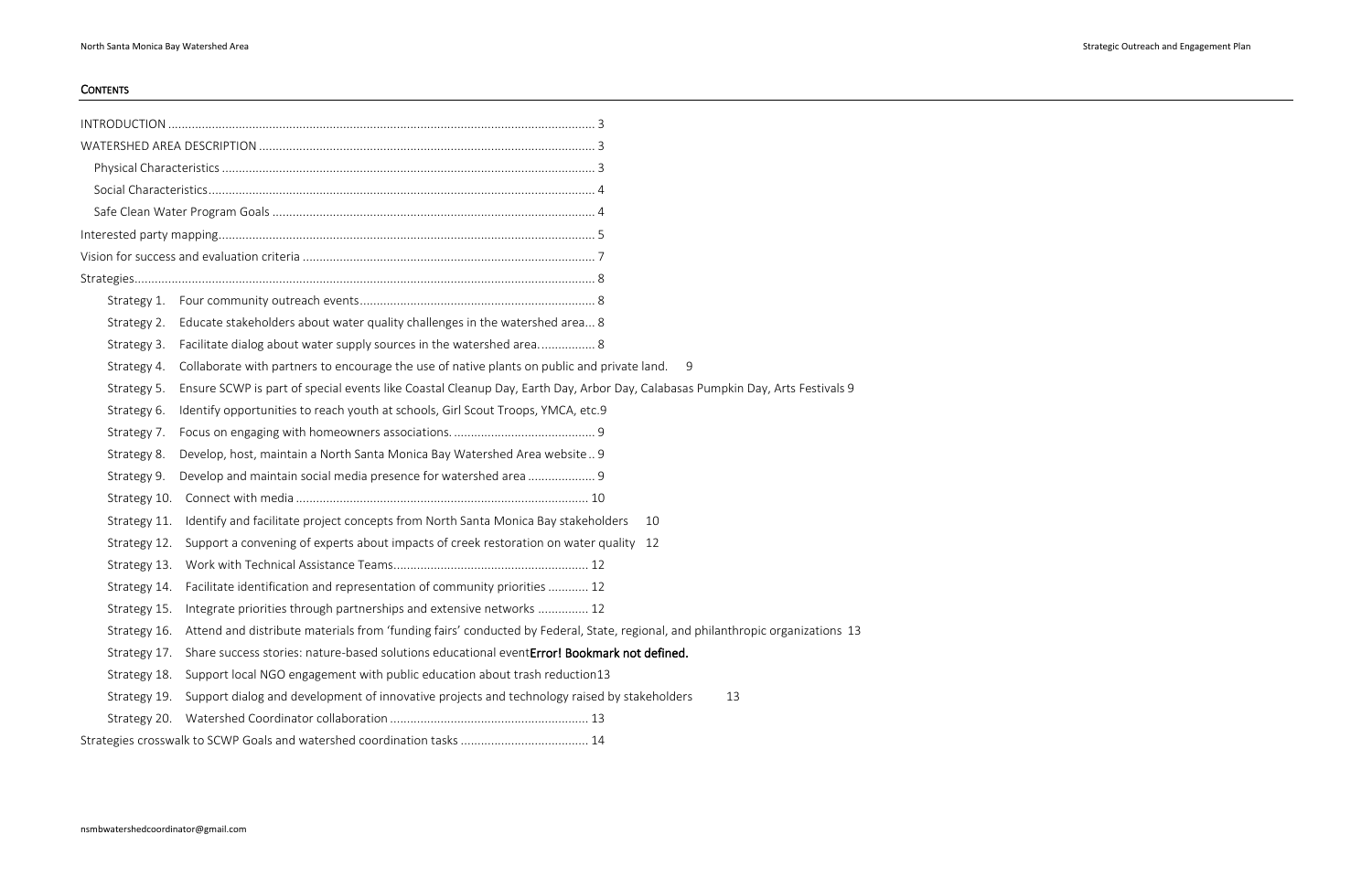## CONTENTS

INTRODUCTION .......... 3

WATERSHED AREA DESCRIPTION .......... 3

- Physical Characteristics .......... 3
- Social Characteristics .......... 4
- Safe Clean Water Program Goals .......... 4

Interested party mapping .......... 5

Vision for success and evaluation criteria .......... 7

Strategies .......... 8

- Strategy 1. Four community outreach events .......... 8
- Strategy 2. Educate stakeholders about water quality challenges in the watershed area... 8
- Strategy 3. Facilitate dialog about water supply sources in the watershed area. .......... 8
- Strategy 4. Collaborate with partners to encourage the use of native plants on public and private land. 9
- Strategy 5. Ensure SCWP is part of special events like Coastal Cleanup Day, Earth Day, Arbor Day, Calabasas Pumpkin Day, Arts Festivals 9
- Strategy 6. Identify opportunities to reach youth at schools, Girl Scout Troops, YMCA, etc.9
- Strategy 7. Focus on engaging with homeowners associations. .......... 9
- Strategy 8. Develop, host, maintain a North Santa Monica Bay Watershed Area website .. 9
- Strategy 9. Develop and maintain social media presence for watershed area .......... 9
- Strategy 10. Connect with media .......... 10
- Strategy 11. Identify and facilitate project concepts from North Santa Monica Bay stakeholders 10
- Strategy 12. Support a convening of experts about impacts of creek restoration on water quality 12
- Strategy 13. Work with Technical Assistance Teams .......... 12
- Strategy 14. Facilitate identification and representation of community priorities .......... 12
- Strategy 15. Integrate priorities through partnerships and extensive networks .......... 12
- Strategy 16. Attend and distribute materials from 'funding fairs' conducted by Federal, State, regional, and philanthropic organizations 13
- Strategy 17. Share success stories: nature-based solutions educational event**Error! Bookmark not defined.**
- Strategy 18. Support local NGO engagement with public education about trash reduction13
- Strategy 19. Support dialog and development of innovative projects and technology raised by stakeholders 13
- Strategy 20. Watershed Coordinator collaboration .......... 13

Strategies crosswalk to SCWP Goals and watershed coordination tasks .......... 14

nsmbwatershedcoordinator@gmail.com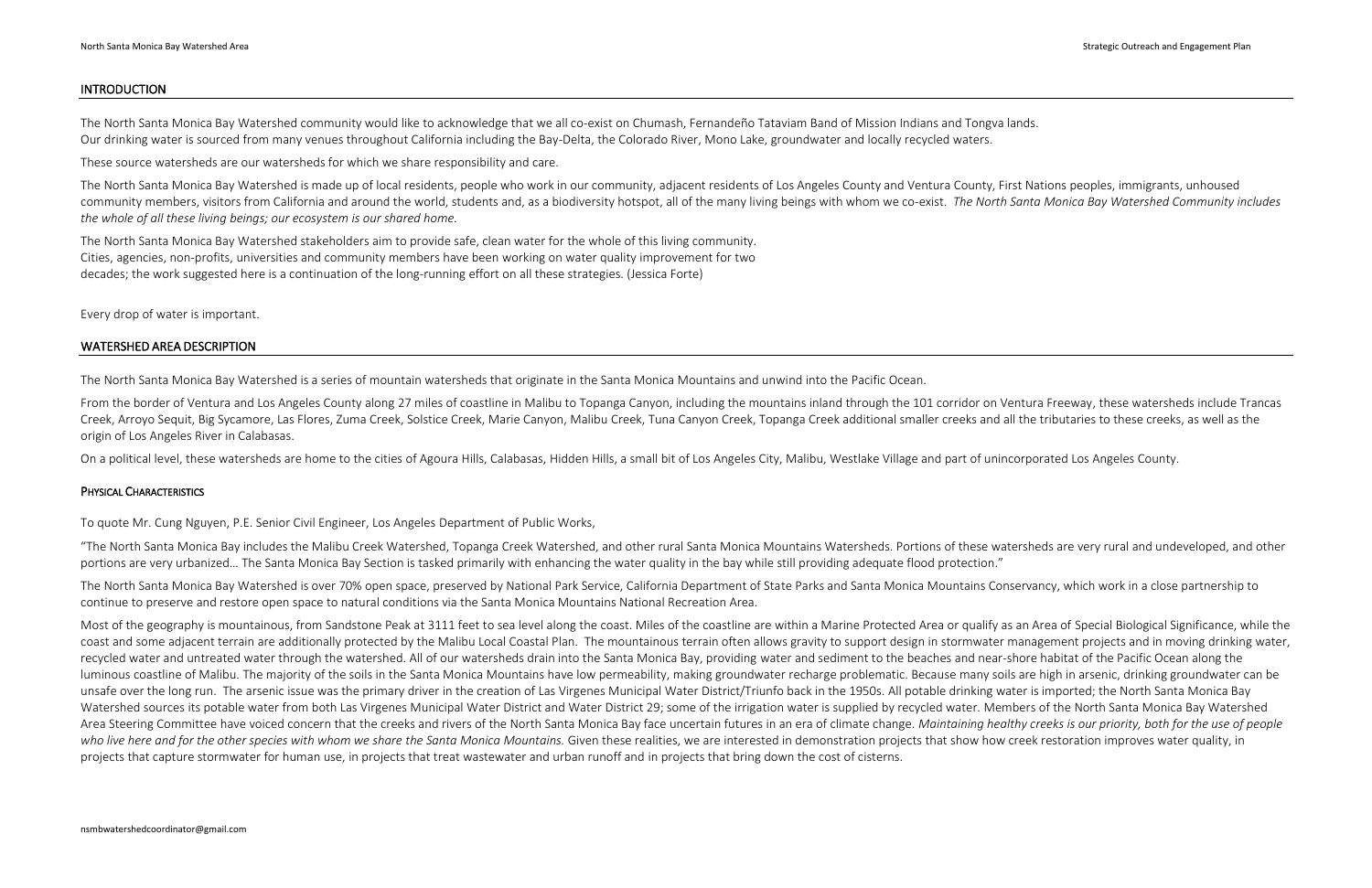## INTRODUCTION

The North Santa Monica Bay Watershed community would like to acknowledge that we all co-exist on Chumash, Fernandeño Tataviam Band of Mission Indians and Tongva lands.
Our drinking water is sourced from many venues throughout California including the Bay-Delta, the Colorado River, Mono Lake, groundwater and locally recycled waters.

These source watersheds are our watersheds for which we share responsibility and care.

The North Santa Monica Bay Watershed is made up of local residents, people who work in our community, adjacent residents of Los Angeles County and Ventura County, First Nations peoples, immigrants, unhoused community members, visitors from California and around the world, students and, as a biodiversity hotspot, all of the many living beings with whom we co-exist. *The North Santa Monica Bay Watershed Community includes the whole of all these living beings; our ecosystem is our shared home.*

The North Santa Monica Bay Watershed stakeholders aim to provide safe, clean water for the whole of this living community.
Cities, agencies, non-profits, universities and community members have been working on water quality improvement for two decades; the work suggested here is a continuation of the long-running effort on all these strategies. (Jessica Forte)

Every drop of water is important.

## WATERSHED AREA DESCRIPTION

The North Santa Monica Bay Watershed is a series of mountain watersheds that originate in the Santa Monica Mountains and unwind into the Pacific Ocean.

From the border of Ventura and Los Angeles County along 27 miles of coastline in Malibu to Topanga Canyon, including the mountains inland through the 101 corridor on Ventura Freeway, these watersheds include Trancas Creek, Arroyo Sequit, Big Sycamore, Las Flores, Zuma Creek, Solstice Creek, Marie Canyon, Malibu Creek, Tuna Canyon Creek, Topanga Creek additional smaller creeks and all the tributaries to these creeks, as well as the origin of Los Angeles River in Calabasas.

On a political level, these watersheds are home to the cities of Agoura Hills, Calabasas, Hidden Hills, a small bit of Los Angeles City, Malibu, Westlake Village and part of unincorporated Los Angeles County.

### PHYSICAL CHARACTERISTICS

To quote Mr. Cung Nguyen, P.E. Senior Civil Engineer, Los Angeles Department of Public Works,

"The North Santa Monica Bay includes the Malibu Creek Watershed, Topanga Creek Watershed, and other rural Santa Monica Mountains Watersheds. Portions of these watersheds are very rural and undeveloped, and other portions are very urbanized… The Santa Monica Bay Section is tasked primarily with enhancing the water quality in the bay while still providing adequate flood protection."

The North Santa Monica Bay Watershed is over 70% open space, preserved by National Park Service, California Department of State Parks and Santa Monica Mountains Conservancy, which work in a close partnership to continue to preserve and restore open space to natural conditions via the Santa Monica Mountains National Recreation Area.

Most of the geography is mountainous, from Sandstone Peak at 3111 feet to sea level along the coast. Miles of the coastline are within a Marine Protected Area or qualify as an Area of Special Biological Significance, while the coast and some adjacent terrain are additionally protected by the Malibu Local Coastal Plan. The mountainous terrain often allows gravity to support design in stormwater management projects and in moving drinking water, recycled water and untreated water through the watershed. All of our watersheds drain into the Santa Monica Bay, providing water and sediment to the beaches and near-shore habitat of the Pacific Ocean along the luminous coastline of Malibu. The majority of the soils in the Santa Monica Mountains have low permeability, making groundwater recharge problematic. Because many soils are high in arsenic, drinking groundwater can be unsafe over the long run. The arsenic issue was the primary driver in the creation of Las Virgenes Municipal Water District/Triunfo back in the 1950s. All potable drinking water is imported; the North Santa Monica Bay Watershed sources its potable water from both Las Virgenes Municipal Water District and Water District 29; some of the irrigation water is supplied by recycled water. Members of the North Santa Monica Bay Watershed Area Steering Committee have voiced concern that the creeks and rivers of the North Santa Monica Bay face uncertain futures in an era of climate change. *Maintaining healthy creeks is our priority, both for the use of people who live here and for the other species with whom we share the Santa Monica Mountains.* Given these realities, we are interested in demonstration projects that show how creek restoration improves water quality, in projects that capture stormwater for human use, in projects that treat wastewater and urban runoff and in projects that bring down the cost of cisterns.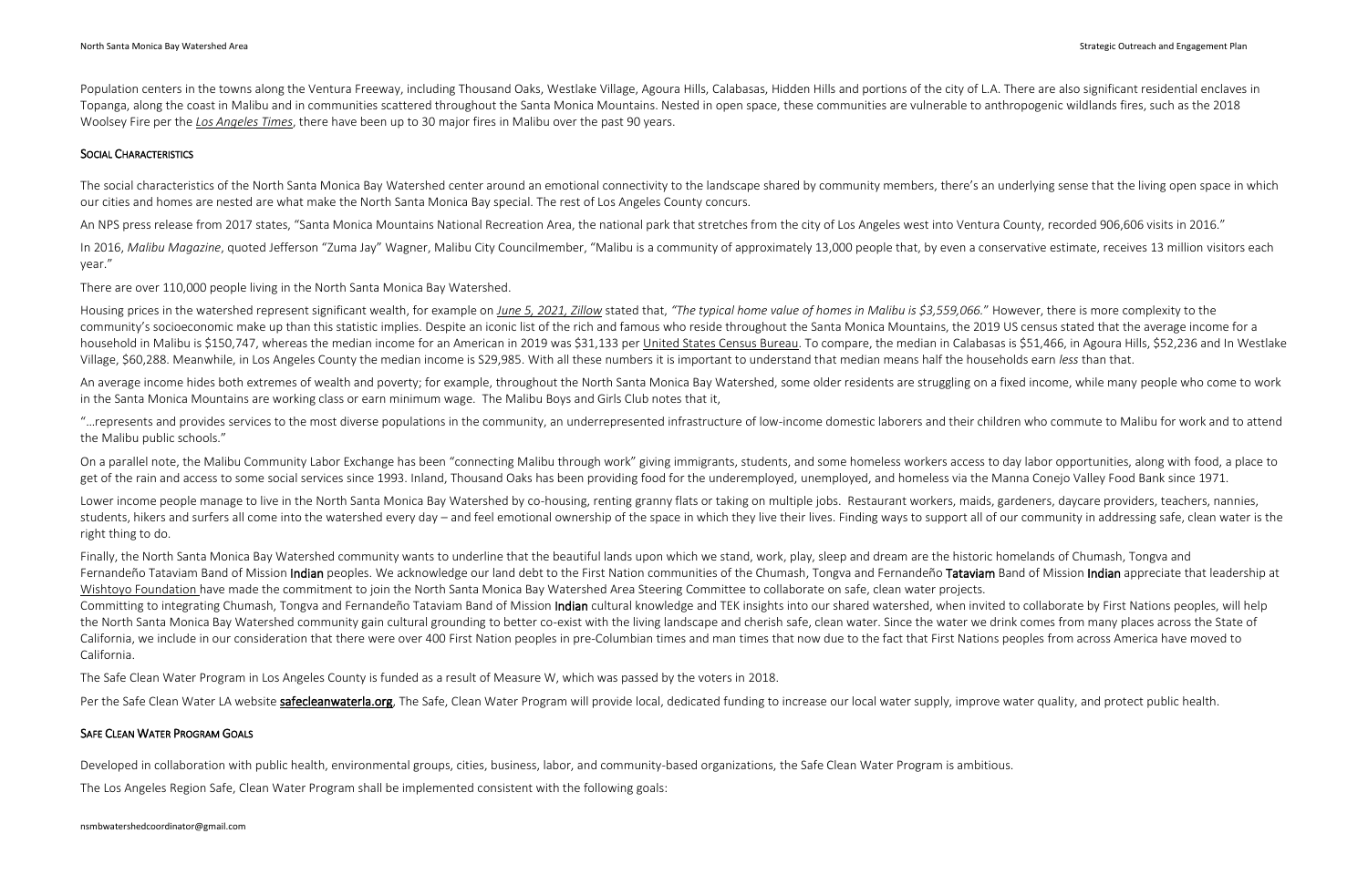Population centers in the towns along the Ventura Freeway, including Thousand Oaks, Westlake Village, Agoura Hills, Calabasas, Hidden Hills and portions of the city of L.A. There are also significant residential enclaves in Topanga, along the coast in Malibu and in communities scattered throughout the Santa Monica Mountains. Nested in open space, these communities are vulnerable to anthropogenic wildlands fires, such as the 2018 Woolsey Fire per the *Los Angeles Times*, there have been up to 30 major fires in Malibu over the past 90 years.

## Social Characteristics

The social characteristics of the North Santa Monica Bay Watershed center around an emotional connectivity to the landscape shared by community members, there's an underlying sense that the living open space in which our cities and homes are nested are what make the North Santa Monica Bay special. The rest of Los Angeles County concurs.

An NPS press release from 2017 states, "Santa Monica Mountains National Recreation Area, the national park that stretches from the city of Los Angeles west into Ventura County, recorded 906,606 visits in 2016."

In 2016, *Malibu Magazine*, quoted Jefferson "Zuma Jay" Wagner, Malibu City Councilmember, "Malibu is a community of approximately 13,000 people that, by even a conservative estimate, receives 13 million visitors each year."

There are over 110,000 people living in the North Santa Monica Bay Watershed.

Housing prices in the watershed represent significant wealth, for example on *June 5, 2021, Zillow* stated that, *"The typical home value of homes in Malibu is $3,559,066."* However, there is more complexity to the community's socioeconomic make up than this statistic implies. Despite an iconic list of the rich and famous who reside throughout the Santa Monica Mountains, the 2019 US census stated that the average income for a household in Malibu is $150,747, whereas the median income for an American in 2019 was $31,133 per United States Census Bureau. To compare, the median in Calabasas is $51,466, in Agoura Hills, $52,236 and In Westlake Village, $60,288. Meanwhile, in Los Angeles County the median income is $29,985. With all these numbers it is important to understand that median means half the households earn *less* than that.

An average income hides both extremes of wealth and poverty; for example, throughout the North Santa Monica Bay Watershed, some older residents are struggling on a fixed income, while many people who come to work in the Santa Monica Mountains are working class or earn minimum wage. The Malibu Boys and Girls Club notes that it,

"…represents and provides services to the most diverse populations in the community, an underrepresented infrastructure of low-income domestic laborers and their children who commute to Malibu for work and to attend the Malibu public schools."

On a parallel note, the Malibu Community Labor Exchange has been "connecting Malibu through work" giving immigrants, students, and some homeless workers access to day labor opportunities, along with food, a place to get of the rain and access to some social services since 1993. Inland, Thousand Oaks has been providing food for the underemployed, unemployed, and homeless via the Manna Conejo Valley Food Bank since 1971.

Lower income people manage to live in the North Santa Monica Bay Watershed by co-housing, renting granny flats or taking on multiple jobs. Restaurant workers, maids, gardeners, daycare providers, teachers, nannies, students, hikers and surfers all come into the watershed every day – and feel emotional ownership of the space in which they live their lives. Finding ways to support all of our community in addressing safe, clean water is the right thing to do.

Finally, the North Santa Monica Bay Watershed community wants to underline that the beautiful lands upon which we stand, work, play, sleep and dream are the historic homelands of Chumash, Tongva and Fernandeño Tataviam Band of Mission **Indian** peoples. We acknowledge our land debt to the First Nation communities of the Chumash, Tongva and Fernandeño **Tataviam** Band of Mission **Indian** appreciate that leadership at Wishtoyo Foundation have made the commitment to join the North Santa Monica Bay Watershed Area Steering Committee to collaborate on safe, clean water projects.

Committing to integrating Chumash, Tongva and Fernandeño Tataviam Band of Mission **Indian** cultural knowledge and TEK insights into our shared watershed, when invited to collaborate by First Nations peoples, will help the North Santa Monica Bay Watershed community gain cultural grounding to better co-exist with the living landscape and cherish safe, clean water. Since the water we drink comes from many places across the State of California, we include in our consideration that there were over 400 First Nation peoples in pre-Columbian times and man times that now due to the fact that First Nations peoples from across America have moved to California.

The Safe Clean Water Program in Los Angeles County is funded as a result of Measure W, which was passed by the voters in 2018.

Per the Safe Clean Water LA website **safecleanwaterla.org**, The Safe, Clean Water Program will provide local, dedicated funding to increase our local water supply, improve water quality, and protect public health.

## Safe Clean Water Program Goals

Developed in collaboration with public health, environmental groups, cities, business, labor, and community-based organizations, the Safe Clean Water Program is ambitious.

The Los Angeles Region Safe, Clean Water Program shall be implemented consistent with the following goals: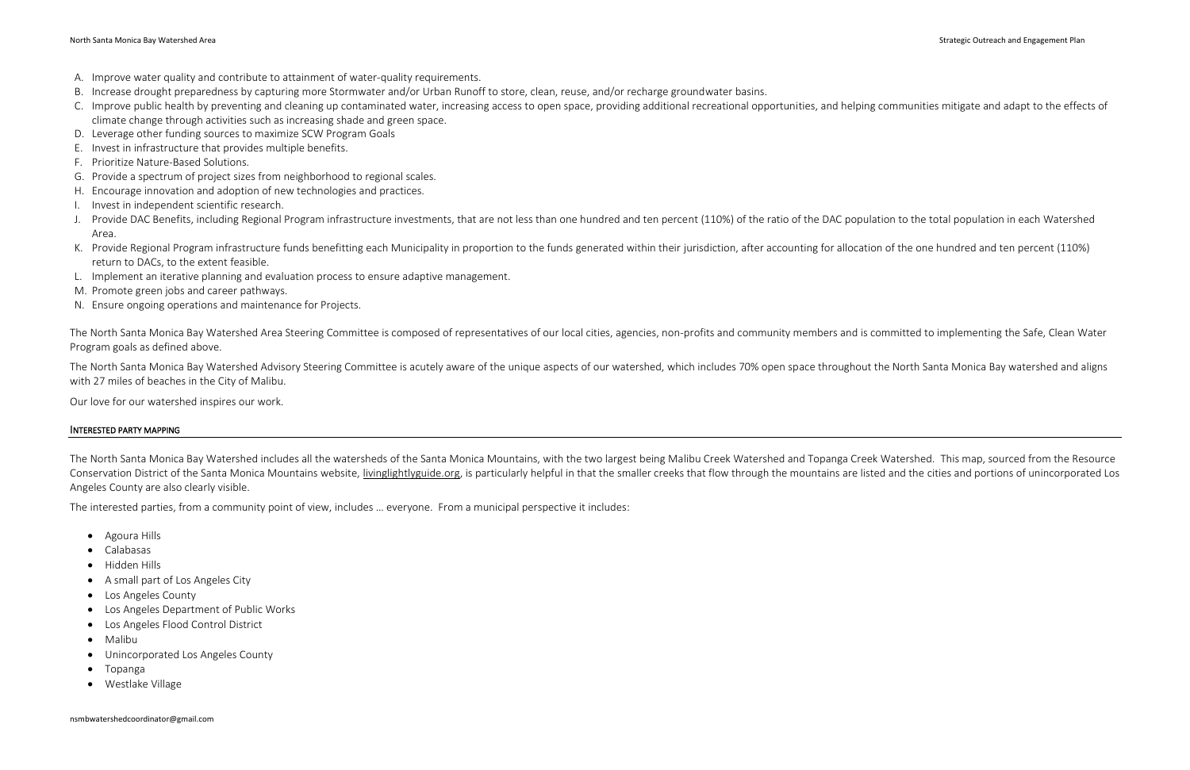A. Improve water quality and contribute to attainment of water-quality requirements.
B. Increase drought preparedness by capturing more Stormwater and/or Urban Runoff to store, clean, reuse, and/or recharge groundwater basins.
C. Improve public health by preventing and cleaning up contaminated water, increasing access to open space, providing additional recreational opportunities, and helping communities mitigate and adapt to the effects of climate change through activities such as increasing shade and green space.
D. Leverage other funding sources to maximize SCW Program Goals
E. Invest in infrastructure that provides multiple benefits.
F. Prioritize Nature-Based Solutions.
G. Provide a spectrum of project sizes from neighborhood to regional scales.
H. Encourage innovation and adoption of new technologies and practices.
I. Invest in independent scientific research.
J. Provide DAC Benefits, including Regional Program infrastructure investments, that are not less than one hundred and ten percent (110%) of the ratio of the DAC population to the total population in each Watershed Area.
K. Provide Regional Program infrastructure funds benefitting each Municipality in proportion to the funds generated within their jurisdiction, after accounting for allocation of the one hundred and ten percent (110%) return to DACs, to the extent feasible.
L. Implement an iterative planning and evaluation process to ensure adaptive management.
M. Promote green jobs and career pathways.
N. Ensure ongoing operations and maintenance for Projects.

The North Santa Monica Bay Watershed Area Steering Committee is composed of representatives of our local cities, agencies, non-profits and community members and is committed to implementing the Safe, Clean Water Program goals as defined above.

The North Santa Monica Bay Watershed Advisory Steering Committee is acutely aware of the unique aspects of our watershed, which includes 70% open space throughout the North Santa Monica Bay watershed and aligns with 27 miles of beaches in the City of Malibu.

Our love for our watershed inspires our work.

## INTERESTED PARTY MAPPING

The North Santa Monica Bay Watershed includes all the watersheds of the Santa Monica Mountains, with the two largest being Malibu Creek Watershed and Topanga Creek Watershed. This map, sourced from the Resource Conservation District of the Santa Monica Mountains website, livinglightlyguide.org, is particularly helpful in that the smaller creeks that flow through the mountains are listed and the cities and portions of unincorporated Los Angeles County are also clearly visible.

The interested parties, from a community point of view, includes … everyone. From a municipal perspective it includes:

- Agoura Hills
- Calabasas
- Hidden Hills
- A small part of Los Angeles City
- Los Angeles County
- Los Angeles Department of Public Works
- Los Angeles Flood Control District
- Malibu
- Unincorporated Los Angeles County
- Topanga
- Westlake Village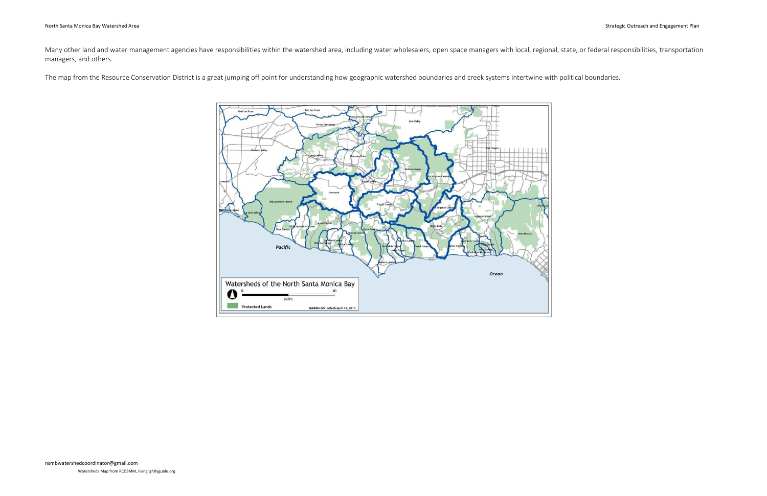Many other land and water management agencies have responsibilities within the watershed area, including water wholesalers, open space managers with local, regional, state, or federal responsibilities, transportation managers, and others.

The map from the Resource Conservation District is a great jumping off point for understanding how geographic watershed boundaries and creek systems intertwine with political boundaries.

nsmbwatershedcoordinator@gmail.com

Watersheds Map from RCDSMM, livinglightlyguide.org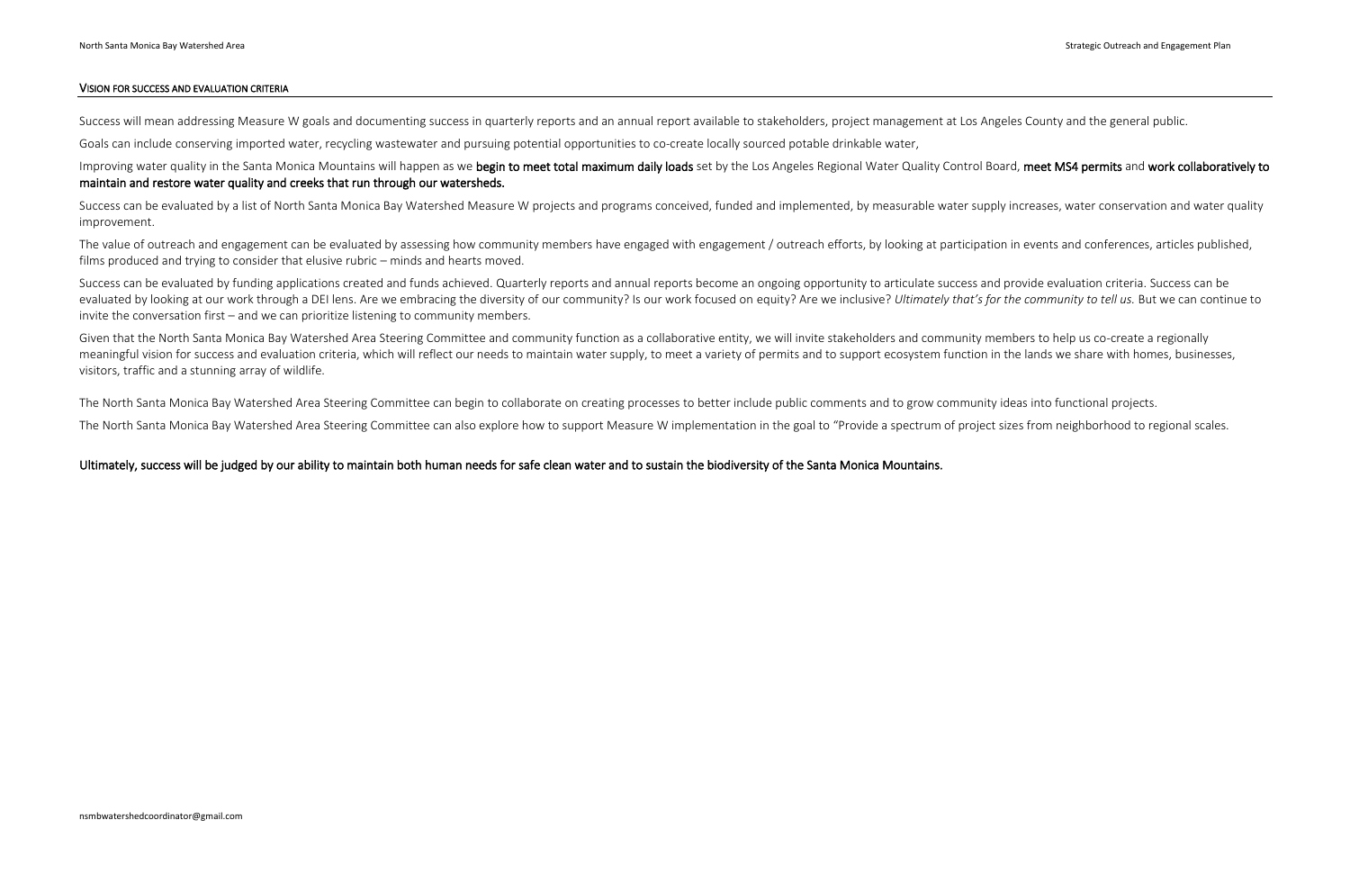## VISION FOR SUCCESS AND EVALUATION CRITERIA

Success will mean addressing Measure W goals and documenting success in quarterly reports and an annual report available to stakeholders, project management at Los Angeles County and the general public.

Goals can include conserving imported water, recycling wastewater and pursuing potential opportunities to co-create locally sourced potable drinkable water,

Improving water quality in the Santa Monica Mountains will happen as we **begin to meet total maximum daily loads** set by the Los Angeles Regional Water Quality Control Board, **meet MS4 permits** and **work collaboratively to maintain and restore water quality and creeks that run through our watersheds.**

Success can be evaluated by a list of North Santa Monica Bay Watershed Measure W projects and programs conceived, funded and implemented, by measurable water supply increases, water conservation and water quality improvement.

The value of outreach and engagement can be evaluated by assessing how community members have engaged with engagement / outreach efforts, by looking at participation in events and conferences, articles published, films produced and trying to consider that elusive rubric – minds and hearts moved.

Success can be evaluated by funding applications created and funds achieved. Quarterly reports and annual reports become an ongoing opportunity to articulate success and provide evaluation criteria. Success can be evaluated by looking at our work through a DEI lens. Are we embracing the diversity of our community? Is our work focused on equity? Are we inclusive? *Ultimately that's for the community to tell us.* But we can continue to invite the conversation first – and we can prioritize listening to community members.

Given that the North Santa Monica Bay Watershed Area Steering Committee and community function as a collaborative entity, we will invite stakeholders and community members to help us co-create a regionally meaningful vision for success and evaluation criteria, which will reflect our needs to maintain water supply, to meet a variety of permits and to support ecosystem function in the lands we share with homes, businesses, visitors, traffic and a stunning array of wildlife.

The North Santa Monica Bay Watershed Area Steering Committee can begin to collaborate on creating processes to better include public comments and to grow community ideas into functional projects.

The North Santa Monica Bay Watershed Area Steering Committee can also explore how to support Measure W implementation in the goal to "Provide a spectrum of project sizes from neighborhood to regional scales.

**Ultimately, success will be judged by our ability to maintain both human needs for safe clean water and to sustain the biodiversity of the Santa Monica Mountains.**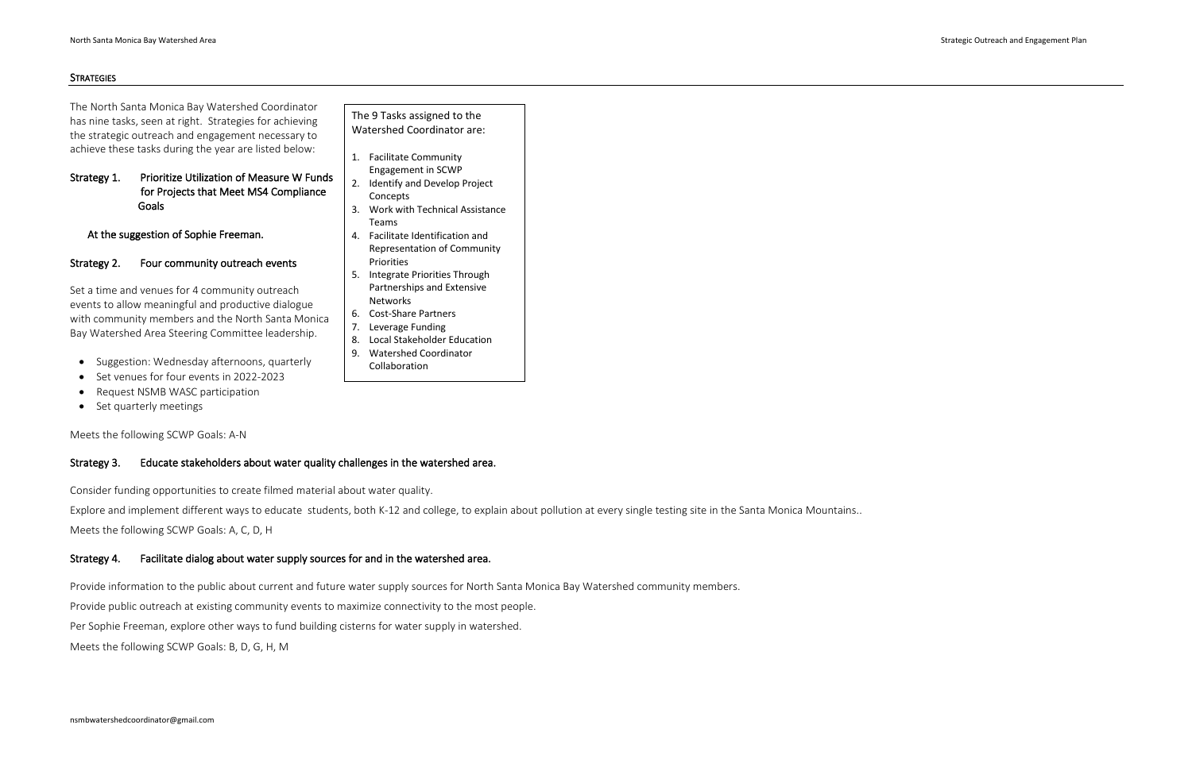## Strategies

The North Santa Monica Bay Watershed Coordinator has nine tasks, seen at right. Strategies for achieving the strategic outreach and engagement necessary to achieve these tasks during the year are listed below:

The 9 Tasks assigned to the Watershed Coordinator are:

1. Facilitate Community Engagement in SCWP
2. Identify and Develop Project Concepts
3. Work with Technical Assistance Teams
4. Facilitate Identification and Representation of Community Priorities
5. Integrate Priorities Through Partnerships and Extensive Networks
6. Cost-Share Partners
7. Leverage Funding
8. Local Stakeholder Education
9. Watershed Coordinator Collaboration

### Strategy 1. Prioritize Utilization of Measure W Funds for Projects that Meet MS4 Compliance Goals

At the suggestion of Sophie Freeman.

### Strategy 2. Four community outreach events

Set a time and venues for 4 community outreach events to allow meaningful and productive dialogue with community members and the North Santa Monica Bay Watershed Area Steering Committee leadership.

- Suggestion: Wednesday afternoons, quarterly
- Set venues for four events in 2022-2023
- Request NSMB WASC participation
- Set quarterly meetings

Meets the following SCWP Goals: A-N

### Strategy 3. Educate stakeholders about water quality challenges in the watershed area.

Consider funding opportunities to create filmed material about water quality.

Explore and implement different ways to educate students, both K-12 and college, to explain about pollution at every single testing site in the Santa Monica Mountains..

Meets the following SCWP Goals: A, C, D, H

### Strategy 4. Facilitate dialog about water supply sources for and in the watershed area.

Provide information to the public about current and future water supply sources for North Santa Monica Bay Watershed community members.

Provide public outreach at existing community events to maximize connectivity to the most people.

Per Sophie Freeman, explore other ways to fund building cisterns for water supply in watershed.

Meets the following SCWP Goals: B, D, G, H, M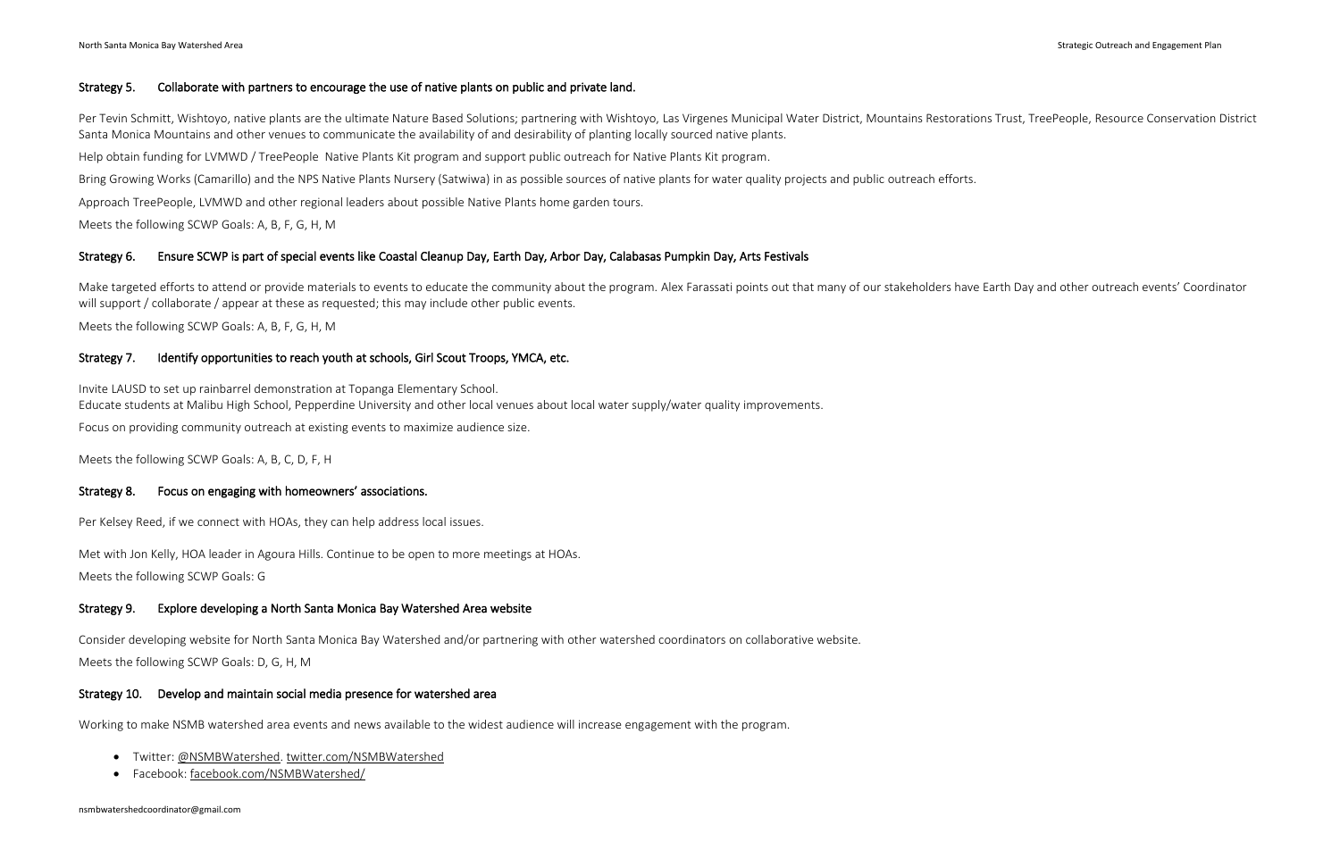### Strategy 5. Collaborate with partners to encourage the use of native plants on public and private land.

Per Tevin Schmitt, Wishtoyo, native plants are the ultimate Nature Based Solutions; partnering with Wishtoyo, Las Virgenes Municipal Water District, Mountains Restorations Trust, TreePeople, Resource Conservation District Santa Monica Mountains and other venues to communicate the availability of and desirability of planting locally sourced native plants.

Help obtain funding for LVMWD / TreePeople Native Plants Kit program and support public outreach for Native Plants Kit program.

Bring Growing Works (Camarillo) and the NPS Native Plants Nursery (Satwiwa) in as possible sources of native plants for water quality projects and public outreach efforts.

Approach TreePeople, LVMWD and other regional leaders about possible Native Plants home garden tours.

Meets the following SCWP Goals: A, B, F, G, H, M

### Strategy 6. Ensure SCWP is part of special events like Coastal Cleanup Day, Earth Day, Arbor Day, Calabasas Pumpkin Day, Arts Festivals

Make targeted efforts to attend or provide materials to events to educate the community about the program. Alex Farassati points out that many of our stakeholders have Earth Day and other outreach events' Coordinator will support / collaborate / appear at these as requested; this may include other public events.

Meets the following SCWP Goals: A, B, F, G, H, M

### Strategy 7. Identify opportunities to reach youth at schools, Girl Scout Troops, YMCA, etc.

Invite LAUSD to set up rainbarrel demonstration at Topanga Elementary School.
Educate students at Malibu High School, Pepperdine University and other local venues about local water supply/water quality improvements.

Focus on providing community outreach at existing events to maximize audience size.

Meets the following SCWP Goals: A, B, C, D, F, H

### Strategy 8. Focus on engaging with homeowners' associations.

Per Kelsey Reed, if we connect with HOAs, they can help address local issues.

Met with Jon Kelly, HOA leader in Agoura Hills. Continue to be open to more meetings at HOAs.

Meets the following SCWP Goals: G

### Strategy 9. Explore developing a North Santa Monica Bay Watershed Area website

Consider developing website for North Santa Monica Bay Watershed and/or partnering with other watershed coordinators on collaborative website.

Meets the following SCWP Goals: D, G, H, M

### Strategy 10. Develop and maintain social media presence for watershed area

Working to make NSMB watershed area events and news available to the widest audience will increase engagement with the program.

- Twitter: @NSMBWatershed. twitter.com/NSMBWatershed
- Facebook: facebook.com/NSMBWatershed/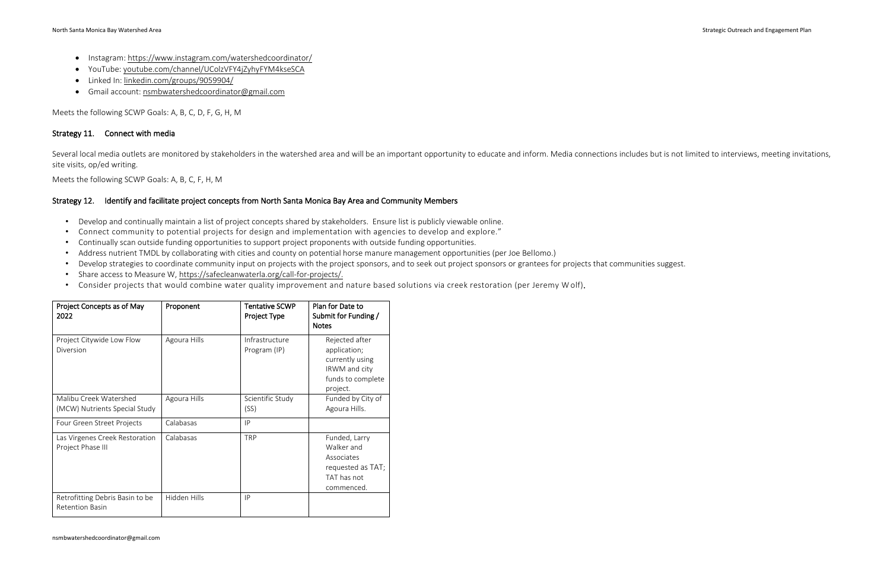- Instagram: https://www.instagram.com/watershedcoordinator/
- YouTube: youtube.com/channel/UColzVFY4jZyhyFYM4kseSCA
- Linked In: linkedin.com/groups/9059904/
- Gmail account: nsmbwatershedcoordinator@gmail.com

Meets the following SCWP Goals: A, B, C, D, F, G, H, M

### Strategy 11. Connect with media

Several local media outlets are monitored by stakeholders in the watershed area and will be an important opportunity to educate and inform. Media connections includes but is not limited to interviews, meeting invitations, site visits, op/ed writing.

Meets the following SCWP Goals: A, B, C, F, H, M

### Strategy 12. Identify and facilitate project concepts from North Santa Monica Bay Area and Community Members

- Develop and continually maintain a list of project concepts shared by stakeholders. Ensure list is publicly viewable online.
- Connect community to potential projects for design and implementation with agencies to develop and explore."
- Continually scan outside funding opportunities to support project proponents with outside funding opportunities.
- Address nutrient TMDL by collaborating with cities and county on potential horse manure management opportunities (per Joe Bellomo.)
- Develop strategies to coordinate community input on projects with the project sponsors, and to seek out project sponsors or grantees for projects that communities suggest.
- Share access to Measure W, https://safecleanwaterla.org/call-for-projects/.
- Consider projects that would combine water quality improvement and nature based solutions via creek restoration (per Jeremy Wolf).

| Project Concepts as of May 2022 | Proponent | Tentative SCWP Project Type | Plan for Date to Submit for Funding / Notes |
|---|---|---|---|
| Project Citywide Low Flow Diversion | Agoura Hills | Infrastructure Program (IP) | Rejected after application; currently using IRWM and city funds to complete project. |
| Malibu Creek Watershed (MCW) Nutrients Special Study | Agoura Hills | Scientific Study (SS) | Funded by City of Agoura Hills. |
| Four Green Street Projects | Calabasas | IP | |
| Las Virgenes Creek Restoration Project Phase III | Calabasas | TRP | Funded, Larry Walker and Associates requested as TAT; TAT has not commenced. |
| Retrofitting Debris Basin to be Retention Basin | Hidden Hills | IP | |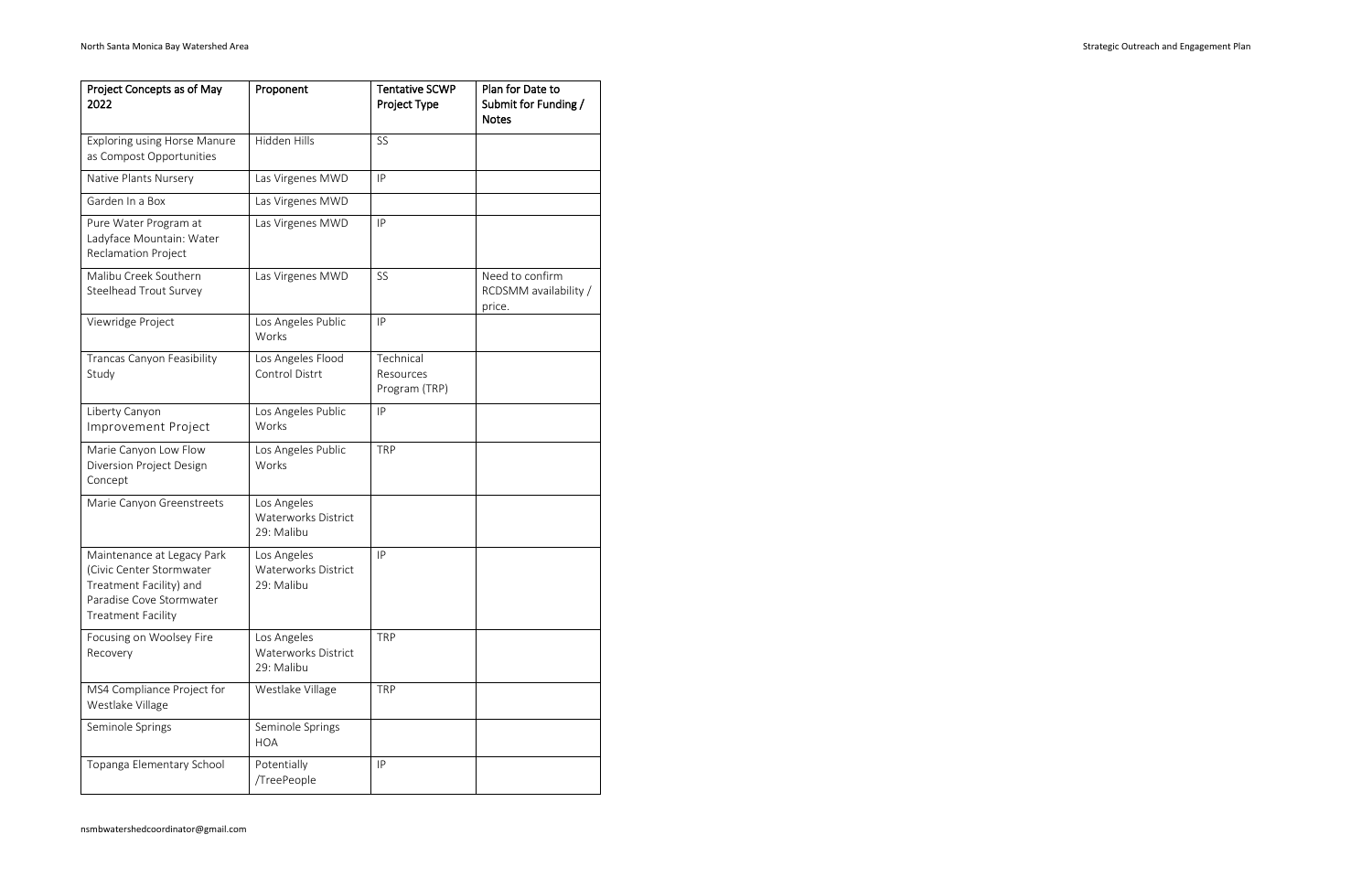| Project Concepts as of May 2022 | Proponent | Tentative SCWP Project Type | Plan for Date to Submit for Funding / Notes |
| --- | --- | --- | --- |
| Exploring using Horse Manure as Compost Opportunities | Hidden Hills | SS | |
| Native Plants Nursery | Las Virgenes MWD | IP | |
| Garden In a Box | Las Virgenes MWD | | |
| Pure Water Program at Ladyface Mountain: Water Reclamation Project | Las Virgenes MWD | IP | |
| Malibu Creek Southern Steelhead Trout Survey | Las Virgenes MWD | SS | Need to confirm RCDSMM availability / price. |
| Viewridge Project | Los Angeles Public Works | IP | |
| Trancas Canyon Feasibility Study | Los Angeles Flood Control Distrt | Technical Resources Program (TRP) | |
| Liberty Canyon Improvement Project | Los Angeles Public Works | IP | |
| Marie Canyon Low Flow Diversion Project Design Concept | Los Angeles Public Works | TRP | |
| Marie Canyon Greenstreets | Los Angeles Waterworks District 29: Malibu | | |
| Maintenance at Legacy Park (Civic Center Stormwater Treatment Facility) and Paradise Cove Stormwater Treatment Facility | Los Angeles Waterworks District 29: Malibu | IP | |
| Focusing on Woolsey Fire Recovery | Los Angeles Waterworks District 29: Malibu | TRP | |
| MS4 Compliance Project for Westlake Village | Westlake Village | TRP | |
| Seminole Springs | Seminole Springs HOA | | |
| Topanga Elementary School | Potentially /TreePeople | IP | |

nsmbwatershedcoordinator@gmail.com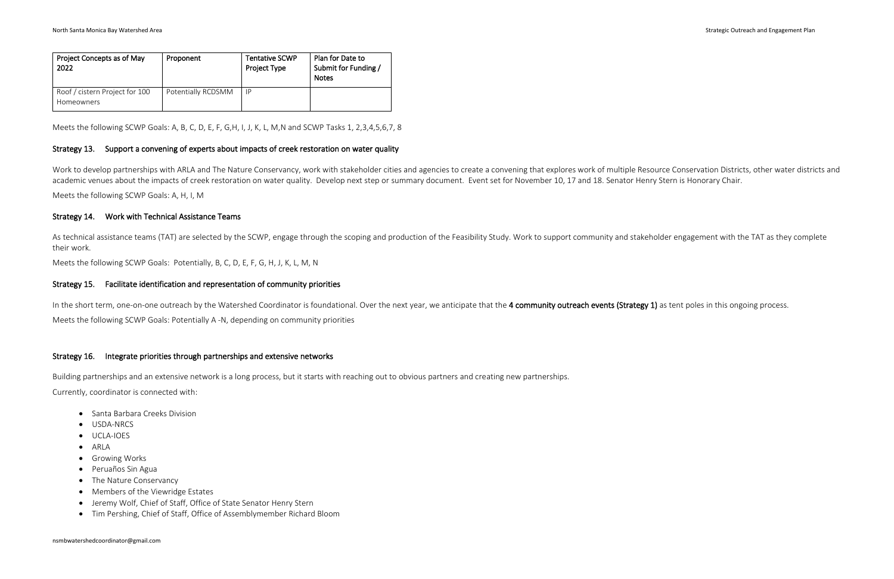| Project Concepts as of May 2022 | Proponent | Tentative SCWP Project Type | Plan for Date to Submit for Funding / Notes |
|---|---|---|---|
| Roof / cistern Project for 100 Homeowners | Potentially RCDSMM | IP | |

Meets the following SCWP Goals: A, B, C, D, E, F, G,H, I, J, K, L, M,N and SCWP Tasks 1, 2,3,4,5,6,7, 8

### Strategy 13. Support a convening of experts about impacts of creek restoration on water quality

Work to develop partnerships with ARLA and The Nature Conservancy, work with stakeholder cities and agencies to create a convening that explores work of multiple Resource Conservation Districts, other water districts and academic venues about the impacts of creek restoration on water quality. Develop next step or summary document. Event set for November 10, 17 and 18. Senator Henry Stern is Honorary Chair.

Meets the following SCWP Goals: A, H, I, M

### Strategy 14. Work with Technical Assistance Teams

As technical assistance teams (TAT) are selected by the SCWP, engage through the scoping and production of the Feasibility Study. Work to support community and stakeholder engagement with the TAT as they complete their work.

Meets the following SCWP Goals: Potentially, B, C, D, E, F, G, H, J, K, L, M, N

### Strategy 15. Facilitate identification and representation of community priorities

In the short term, one-on-one outreach by the Watershed Coordinator is foundational. Over the next year, we anticipate that the **4 community outreach events (Strategy 1)** as tent poles in this ongoing process.

Meets the following SCWP Goals: Potentially A -N, depending on community priorities

### Strategy 16. Integrate priorities through partnerships and extensive networks

Building partnerships and an extensive network is a long process, but it starts with reaching out to obvious partners and creating new partnerships.

Currently, coordinator is connected with:

- Santa Barbara Creeks Division
- USDA-NRCS
- UCLA-IOES
- ARLA
- Growing Works
- Peruaños Sin Agua
- The Nature Conservancy
- Members of the Viewridge Estates
- Jeremy Wolf, Chief of Staff, Office of State Senator Henry Stern
- Tim Pershing, Chief of Staff, Office of Assemblymember Richard Bloom

nsmbwatershedcoordinator@gmail.com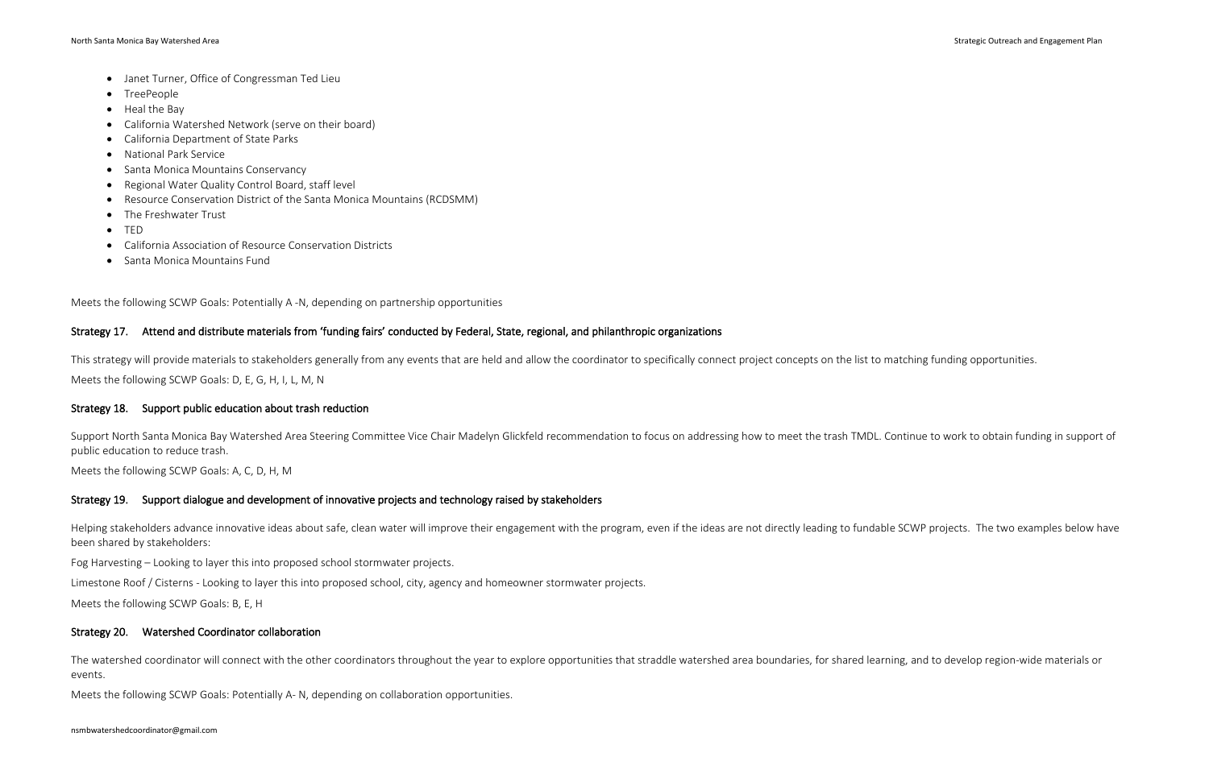- Janet Turner, Office of Congressman Ted Lieu
- TreePeople
- Heal the Bay
- California Watershed Network (serve on their board)
- California Department of State Parks
- National Park Service
- Santa Monica Mountains Conservancy
- Regional Water Quality Control Board, staff level
- Resource Conservation District of the Santa Monica Mountains (RCDSMM)
- The Freshwater Trust
- TED
- California Association of Resource Conservation Districts
- Santa Monica Mountains Fund

Meets the following SCWP Goals: Potentially A -N, depending on partnership opportunities

### Strategy 17. Attend and distribute materials from 'funding fairs' conducted by Federal, State, regional, and philanthropic organizations

This strategy will provide materials to stakeholders generally from any events that are held and allow the coordinator to specifically connect project concepts on the list to matching funding opportunities.

Meets the following SCWP Goals: D, E, G, H, I, L, M, N

### Strategy 18. Support public education about trash reduction

Support North Santa Monica Bay Watershed Area Steering Committee Vice Chair Madelyn Glickfeld recommendation to focus on addressing how to meet the trash TMDL. Continue to work to obtain funding in support of public education to reduce trash.

Meets the following SCWP Goals: A, C, D, H, M

### Strategy 19. Support dialogue and development of innovative projects and technology raised by stakeholders

Helping stakeholders advance innovative ideas about safe, clean water will improve their engagement with the program, even if the ideas are not directly leading to fundable SCWP projects. The two examples below have been shared by stakeholders:

Fog Harvesting – Looking to layer this into proposed school stormwater projects.

Limestone Roof / Cisterns - Looking to layer this into proposed school, city, agency and homeowner stormwater projects.

Meets the following SCWP Goals: B, E, H

### Strategy 20. Watershed Coordinator collaboration

The watershed coordinator will connect with the other coordinators throughout the year to explore opportunities that straddle watershed area boundaries, for shared learning, and to develop region-wide materials or events.

Meets the following SCWP Goals: Potentially A- N, depending on collaboration opportunities.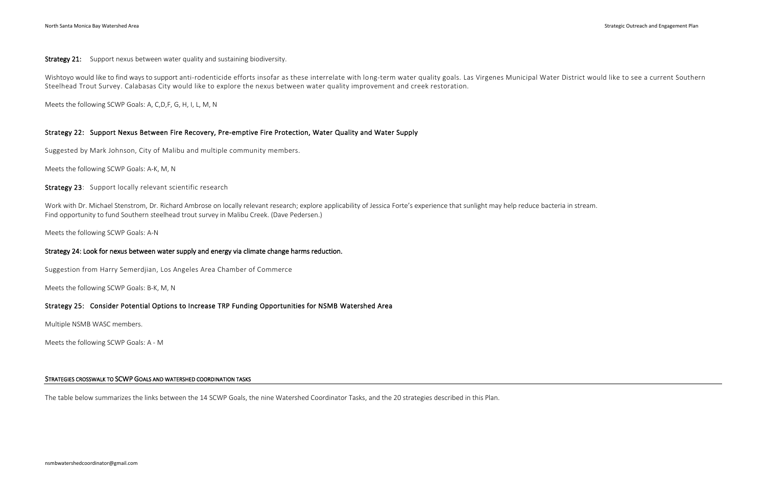**Strategy 21:** Support nexus between water quality and sustaining biodiversity.

Wishtoyo would like to find ways to support anti-rodenticide efforts insofar as these interrelate with long-term water quality goals. Las Virgenes Municipal Water District would like to see a current Southern Steelhead Trout Survey. Calabasas City would like to explore the nexus between water quality improvement and creek restoration.

Meets the following SCWP Goals: A, C,D,F, G, H, I, L, M, N

**Strategy 22: Support Nexus Between Fire Recovery, Pre-emptive Fire Protection, Water Quality and Water Supply**

Suggested by Mark Johnson, City of Malibu and multiple community members.

Meets the following SCWP Goals: A-K, M, N

**Strategy 23**: Support locally relevant scientific research

Work with Dr. Michael Stenstrom, Dr. Richard Ambrose on locally relevant research; explore applicability of Jessica Forte's experience that sunlight may help reduce bacteria in stream.
Find opportunity to fund Southern steelhead trout survey in Malibu Creek. (Dave Pedersen.)

Meets the following SCWP Goals: A-N

**Strategy 24: Look for nexus between water supply and energy via climate change harms reduction.**

Suggestion from Harry Semerdjian, Los Angeles Area Chamber of Commerce

Meets the following SCWP Goals: B-K, M, N

**Strategy 25: Consider Potential Options to Increase TRP Funding Opportunities for NSMB Watershed Area**

Multiple NSMB WASC members.

Meets the following SCWP Goals: A - M

## STRATEGIES CROSSWALK TO SCWP GOALS AND WATERSHED COORDINATION TASKS

The table below summarizes the links between the 14 SCWP Goals, the nine Watershed Coordinator Tasks, and the 20 strategies described in this Plan.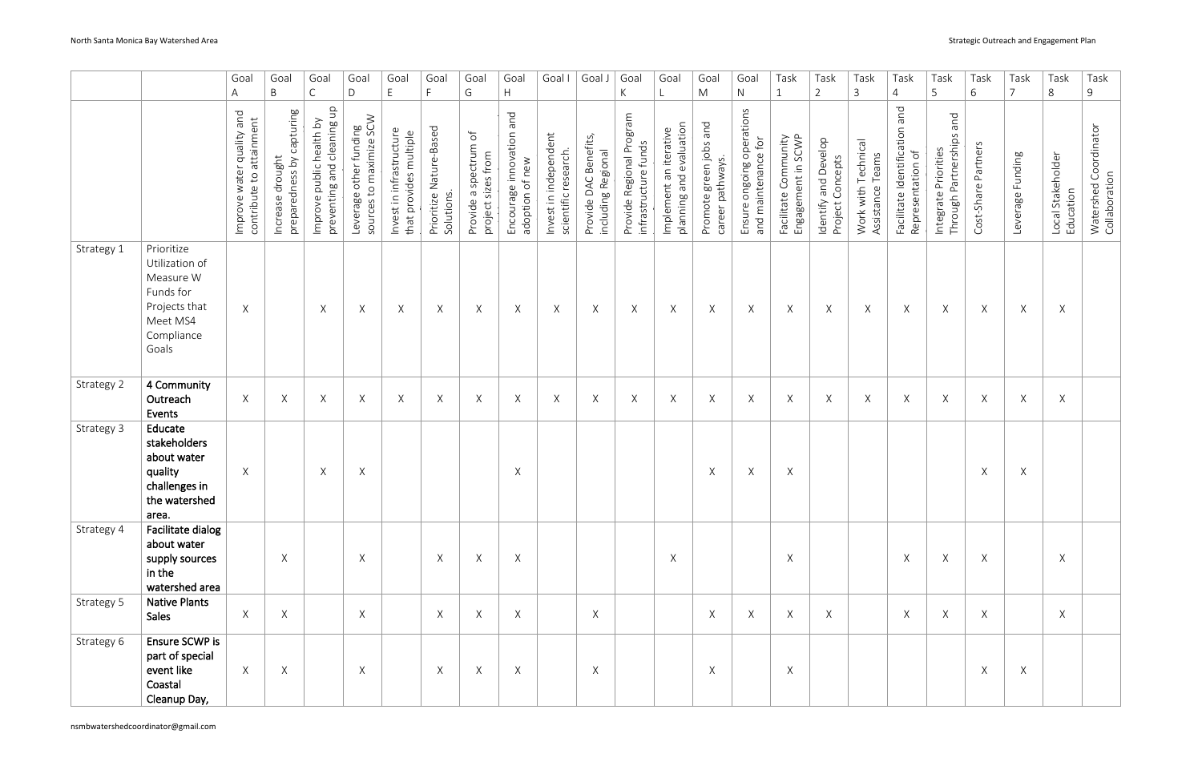| | | Goal A | Goal B | Goal C | Goal D | Goal E | Goal F | Goal G | Goal H | Goal I | Goal J | Goal K | Goal L | Goal M | Goal N | Task 1 | Task 2 | Task 3 | Task 4 | Task 5 | Task 6 | Task 7 | Task 8 | Task 9 |
|---|---|---|---|---|---|---|---|---|---|---|---|---|---|---|---|---|---|---|---|---|---|---|---|---|
| | | Improve water quality and contribute to attainment | Increase drought preparedness by capturing | Improve public health by preventing and cleaning up | Leverage other funding sources to maximize SCW | Invest in infrastructure that provides multiple | Prioritize Nature-Based Solutions. | Provide a spectrum of project sizes from | Encourage innovation and adoption of new | Invest in independent scientific research. | Provide DAC Benefits, including Regional | Provide Regional Program infrastructure funds | Implement an iterative planning and evaluation | Promote green jobs and career pathways. | Ensure ongoing operations and maintenance for | Facilitate Community Engagement in SCWP | Identify and Develop Project Concepts | Work with Technical Assistance Teams | Facilitate Identification and Representation of | Integrate Priorities Through Partnerships and | Cost-Share Partners | Leverage Funding | Local Stakeholder Education | Watershed Coordinator Collaboration |
| Strategy 1 | Prioritize Utilization of Measure W Funds for Projects that Meet MS4 Compliance Goals | X | | X | X | X | X | X | X | X | X | X | X | X | X | X | X | X | X | X | X | X | X | |
| Strategy 2 | **4 Community Outreach Events** | X | X | X | X | X | X | X | X | X | X | X | X | X | X | X | X | X | X | X | X | X | X | |
| Strategy 3 | **Educate stakeholders about water quality challenges in the watershed area.** | X | | X | X | | | | X | | | | | X | X | X | | | | | X | X | | |
| Strategy 4 | **Facilitate dialog about water supply sources in the watershed area** | | X | | X | | X | X | X | | | | X | | | X | | | X | X | X | | X | |
| Strategy 5 | **Native Plants Sales** | X | X | | X | | X | X | X | | X | | | X | X | X | X | | X | X | X | | X | |
| Strategy 6 | **Ensure SCWP is part of special event like Coastal Cleanup Day,** | X | X | | X | | X | X | X | | X | | | X | | X | | | | | X | X | | |

nsmbwatershedcoordinator@gmail.com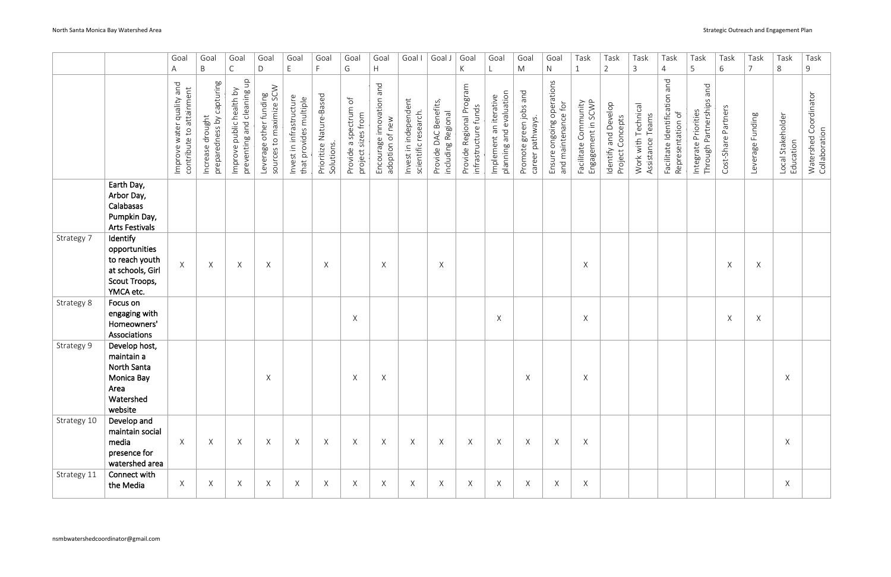| | | Goal A | Goal B | Goal C | Goal D | Goal E | Goal F | Goal G | Goal H | Goal I | Goal J | Goal K | Goal L | Goal M | Goal N | Task 1 | Task 2 | Task 3 | Task 4 | Task 5 | Task 6 | Task 7 | Task 8 | Task 9 |
|---|---|---|---|---|---|---|---|---|---|---|---|---|---|---|---|---|---|---|---|---|---|---|---|---|
| | | Improve water quality and contribute to attainment | Increase drought preparedness by capturing | Improve public health by preventing and cleaning up | Leverage other funding sources to maximize SCW | Invest in infrastructure that provides multiple | Prioritize Nature-Based Solutions. | Provide a spectrum of project sizes from | Encourage innovation and adoption of new | Invest in independent scientific research. | Provide DAC Benefits, including Regional | Provide Regional Program infrastructure funds | Implement an iterative planning and evaluation | Promote green jobs and career pathways. | Ensure ongoing operations and maintenance for | Facilitate Community Engagement in SCWP | Identify and Develop Project Concepts | Work with Technical Assistance Teams | Facilitate Identification and Representation of | Integrate Priorities Through Partnerships and | Cost-Share Partners | Leverage Funding | Local Stakeholder Education | Watershed Coordinator Collaboration |
| | **Earth Day, Arbor Day, Calabasas Pumpkin Day, Arts Festivals** | | | | | | | | | | | | | | | | | | | | | | | |
| Strategy 7 | **Identify opportunities to reach youth at schools, Girl Scout Troops, YMCA etc.** | X | X | X | X | | X | | X | | X | | | | | X | | | | | X | X | | |
| Strategy 8 | **Focus on engaging with Homeowners' Associations** | | | | | | | X | | | | | X | | | X | | | | | X | X | | |
| Strategy 9 | **Develop host, maintain a North Santa Monica Bay Area Watershed website** | | | | X | | | X | X | | | | | X | | X | | | | | | | X | |
| Strategy 10 | **Develop and maintain social media presence for watershed area** | X | X | X | X | X | X | X | X | X | X | X | X | X | X | X | | | | | | | X | |
| Strategy 11 | **Connect with the Media** | X | X | X | X | X | X | X | X | X | X | X | X | X | X | X | | | | | | | X | |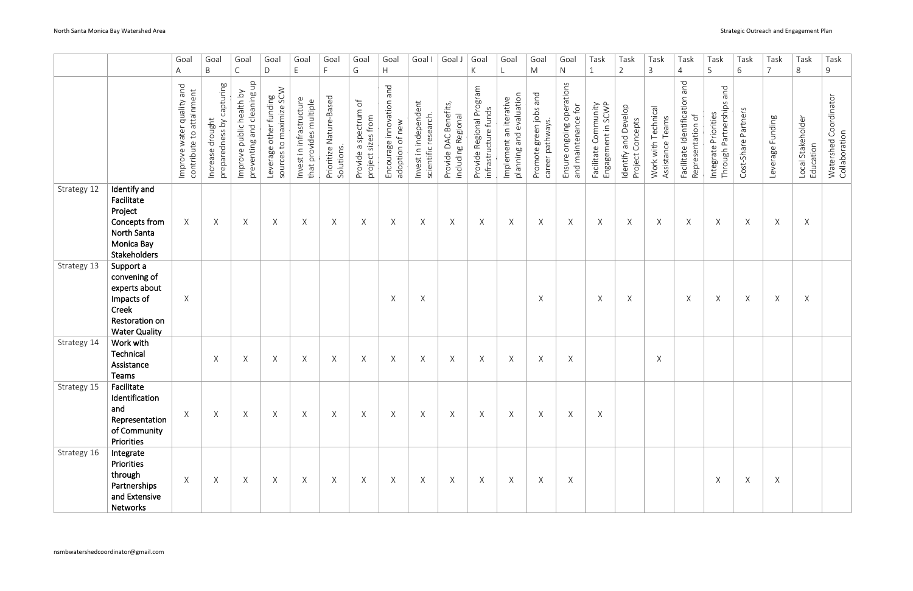| | | Goal A | Goal B | Goal C | Goal D | Goal E | Goal F | Goal G | Goal H | Goal I | Goal J | Goal K | Goal L | Goal M | Goal N | Task 1 | Task 2 | Task 3 | Task 4 | Task 5 | Task 6 | Task 7 | Task 8 | Task 9 |
|---|---|---|---|---|---|---|---|---|---|---|---|---|---|---|---|---|---|---|---|---|---|---|---|---|
| | | Improve water quality and contribute to attainment | Increase drought preparedness by capturing | Improve public health by preventing and cleaning up | Leverage other funding sources to maximize SCW | Invest in infrastructure that provides multiple | Prioritize Nature-Based Solutions. | Provide a spectrum of project sizes from | Encourage innovation and adoption of new | Invest in independent scientific research. | Provide DAC Benefits, including Regional | Provide Regional Program infrastructure funds | Implement an iterative planning and evaluation | Promote green jobs and career pathways. | Ensure ongoing operations and maintenance for | Facilitate Community Engagement in SCWP | Identify and Develop Project Concepts | Work with Technical Assistance Teams | Facilitate Identification and Representation of | Integrate Priorities Through Partnerships and | Cost-Share Partners | Leverage Funding | Local Stakeholder Education | Watershed Coordinator Collaboration |
| Strategy 12 | **Identify and Facilitate Project Concepts from North Santa Monica Bay Stakeholders** | X | X | X | X | X | X | X | X | X | X | X | X | X | X | X | X | X | X | X | X | X | X | |
| Strategy 13 | **Support a convening of experts about Impacts of Creek Restoration on Water Quality** | X | | | | | | | X | X | | | | X | | X | X | | X | X | X | X | X | |
| Strategy 14 | **Work with Technical Assistance Teams** | | X | X | X | X | X | X | X | X | X | X | X | X | X | | | X | | | | | | |
| Strategy 15 | **Facilitate Identification and Representation of Community Priorities** | X | X | X | X | X | X | X | X | X | X | X | X | X | X | X | | | | | | | | |
| Strategy 16 | **Integrate Priorities through Partnerships and Extensive Networks** | X | X | X | X | X | X | X | X | X | X | X | X | X | X | | | | | X | X | X | | |

nsmbwatershedcoordinator@gmail.com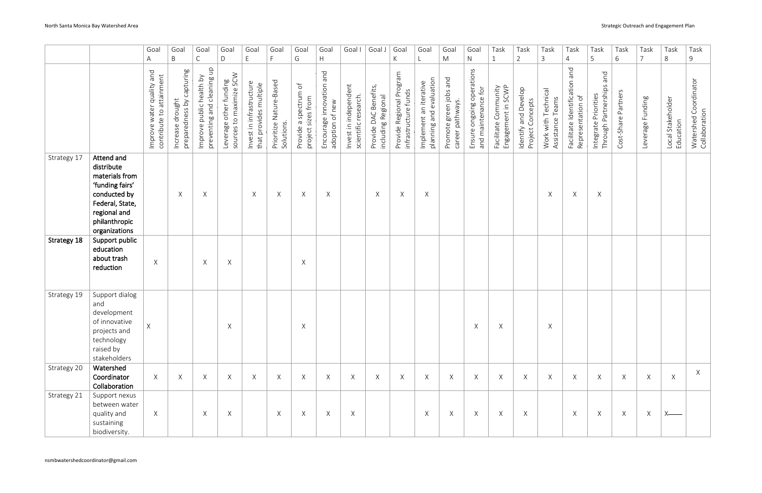| | | Goal A | Goal B | Goal C | Goal D | Goal E | Goal F | Goal G | Goal H | Goal I | Goal J | Goal K | Goal L | Goal M | Goal N | Task 1 | Task 2 | Task 3 | Task 4 | Task 5 | Task 6 | Task 7 | Task 8 | Task 9 |
|---|---|---|---|---|---|---|---|---|---|---|---|---|---|---|---|---|---|---|---|---|---|---|---|---|
| | | Improve water quality and contribute to attainment | Increase drought preparedness by capturing | Improve public health by preventing and cleaning up | Leverage other funding sources to maximize SCW | Invest in infrastructure that provides multiple | Prioritize Nature-Based Solutions. | Provide a spectrum of project sizes from | Encourage innovation and adoption of new | Invest in independent scientific research. | Provide DAC Benefits, including Regional | Provide Regional Program infrastructure funds | Implement an iterative planning and evaluation | Promote green jobs and career pathways. | Ensure ongoing operations and maintenance for | Facilitate Community Engagement in SCWP | Identify and Develop Project Concepts | Work with Technical Assistance Teams | Facilitate Identification and Representation of | Integrate Priorities Through Partnerships and | Cost-Share Partners | Leverage Funding | Local Stakeholder Education | Watershed Coordinator Collaboration |
| Strategy 17 | **Attend and distribute materials from 'funding fairs' conducted by Federal, State, regional and philanthropic organizations** | | X | X | | X | X | X | X | | X | X | X | | | | | X | X | X | | | | |
| **Strategy 18** | **Support public education about trash reduction** | X | | X | X | | | X | | | | | | | | | | | | | | | | |
| Strategy 19 | Support dialog and development of innovative projects and technology raised by stakeholders | X | | | X | | | X | | | | | | | X | X | | X | | | | | | |
| Strategy 20 | **Watershed Coordinator Collaboration** | X | X | X | X | X | X | X | X | X | X | X | X | X | X | X | X | X | X | X | X | X | X | X |
| Strategy 21 | Support nexus between water quality and sustaining biodiversity. | X | | X | X | | X | X | X | X | | | X | X | X | X | X | | X | X | X | X | X | |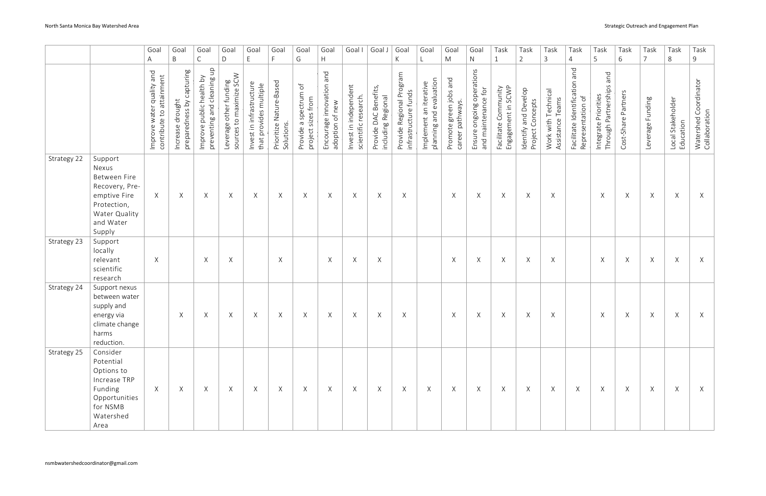| | | Goal A | Goal B | Goal C | Goal D | Goal E | Goal F | Goal G | Goal H | Goal I | Goal J | Goal K | Goal L | Goal M | Goal N | Task 1 | Task 2 | Task 3 | Task 4 | Task 5 | Task 6 | Task 7 | Task 8 | Task 9 |
|---|---|---|---|---|---|---|---|---|---|---|---|---|---|---|---|---|---|---|---|---|---|---|---|---|
| | | Improve water quality and contribute to attainment | Increase drought preparedness by capturing | Improve public health by preventing and cleaning up | Leverage other funding sources to maximize SCW | Invest in infrastructure that provides multiple | Prioritize Nature-Based Solutions. | Provide a spectrum of project sizes from | Encourage innovation and adoption of new | Invest in independent scientific research. | Provide DAC Benefits, including Regional | Provide Regional Program infrastructure funds | Implement an iterative planning and evaluation | Promote green jobs and career pathways. | Ensure ongoing operations and maintenance for | Facilitate Community Engagement in SCWP | Identify and Develop Project Concepts | Work with Technical Assistance Teams | Facilitate Identification and Representation of | Integrate Priorities Through Partnerships and | Cost-Share Partners | Leverage Funding | Local Stakeholder Education | Watershed Coordinator Collaboration |
| Strategy 22 | Support Nexus Between Fire Recovery, Pre-emptive Fire Protection, Water Quality and Water Supply | X | X | X | X | X | X | X | X | X | X | X | | X | X | X | X | X | | X | X | X | X | X |
| Strategy 23 | Support locally relevant scientific research | X | | X | X | | X | | X | X | X | | | X | X | X | X | X | | X | X | X | X | X |
| Strategy 24 | Support nexus between water supply and energy via climate change harms reduction. | | X | X | X | X | X | X | X | X | X | X | | X | X | X | X | X | | X | X | X | X | X |
| Strategy 25 | Consider Potential Options to Increase TRP Funding Opportunities for NSMB Watershed Area | X | X | X | X | X | X | X | X | X | X | X | X | X | X | X | X | X | X | X | X | X | X | X |

nsmbwatershedcoordinator@gmail.com